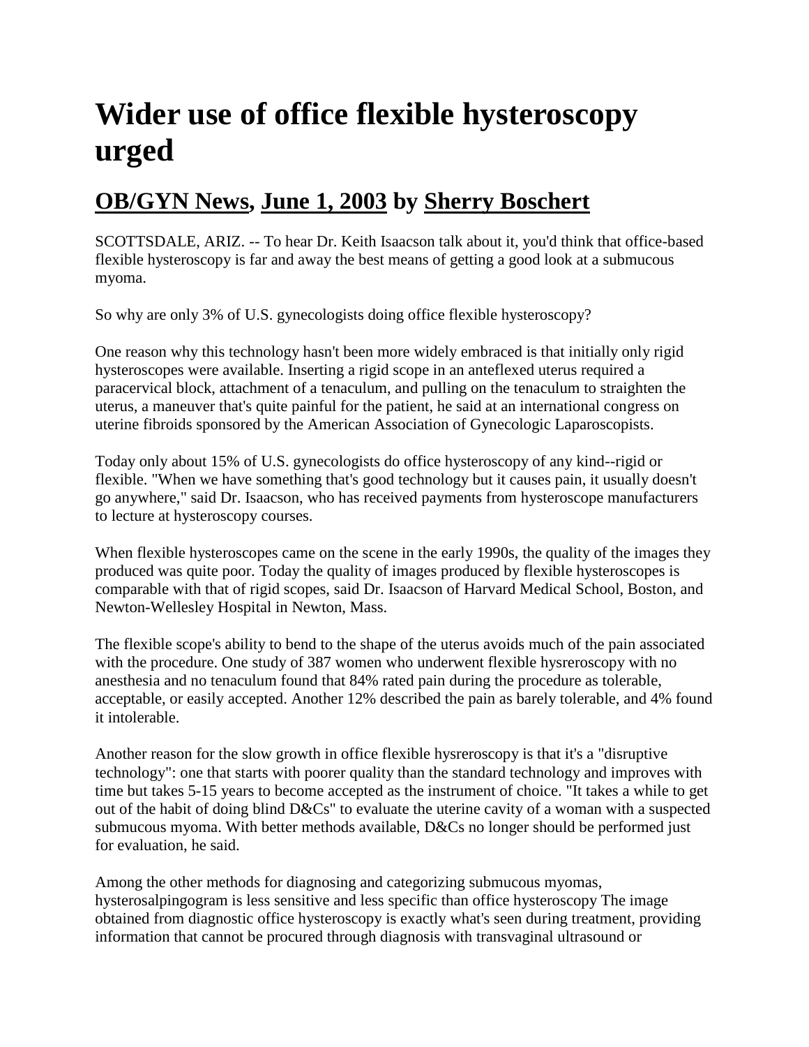# Wider use of office flexible hysteroscopy urged

## OB/GYN News, June 1, 2003 by Sherry Boschert

SCOTTSDALE, ARIZ. -- To hear Dr. Keith Isaacson talk about it, you'd think that office-based flexible hysteroscopy is far and away the best means of getting a good look at a submucous myoma.

So why are only 3% of U.S. gynecologists doing office flexible hysteroscopy?

One reason why this technology hasn't been more widely embraced is that initially only rigid hysteroscopes were available. Inserting a rigid scope in an anteflexed uterus required a paracervical block, attachment of a tenaculum, and pulling on the tenaculum to straighten the uterus, a maneuver that's quite painful for the patient, he said at an international congress on uterine fibroids sponsored by the American Association of Gynecologic Laparoscopists.

Today only about 15% of U.S. gynecologists do office hysteroscopy of any kind--rigid or flexible. "When we have something that's good technology but it causes pain, it usually doesn't go anywhere," said Dr. Isaacson, who has received payments from hysteroscope manufacturers to lecture at hysteroscopy courses.

When flexible hysteroscopes came on the scene in the early 1990s, the quality of the images they produced was quite poor. Today the quality of images produced by flexible hysteroscopes is comparable with that of rigid scopes, said Dr. Isaacson of Harvard Medical School, Boston, and Newton-Wellesley Hospital in Newton, Mass.

The flexible scope's ability to bend to the shape of the uterus avoids much of the pain associated with the procedure. One study of 387 women who underwent flexible hysreroscopy with no anesthesia and no tenaculum found that 84% rated pain during the procedure as tolerable, acceptable, or easily accepted. Another 12% described the pain as barely tolerable, and 4% found it intolerable.

Another reason for the slow growth in office flexible hysreroscopy is that it's a "disruptive technology": one that starts with poorer quality than the standard technology and improves with time but takes 5-15 years to become accepted as the instrument of choice. "It takes a while to get out of the habit of doing blind D&Cs" to evaluate the uterine cavity of a woman with a suspected submucous myoma. With better methods available, D&Cs no longer should be performed just for evaluation, he said.

Among the other methods for diagnosing and categorizing submucous myomas, hysterosalpingogram is less sensitive and less specific than office hysteroscopy The image obtained from diagnostic office hysteroscopy is exactly what's seen during treatment, providing information that cannot be procured through diagnosis with transvaginal ultrasound or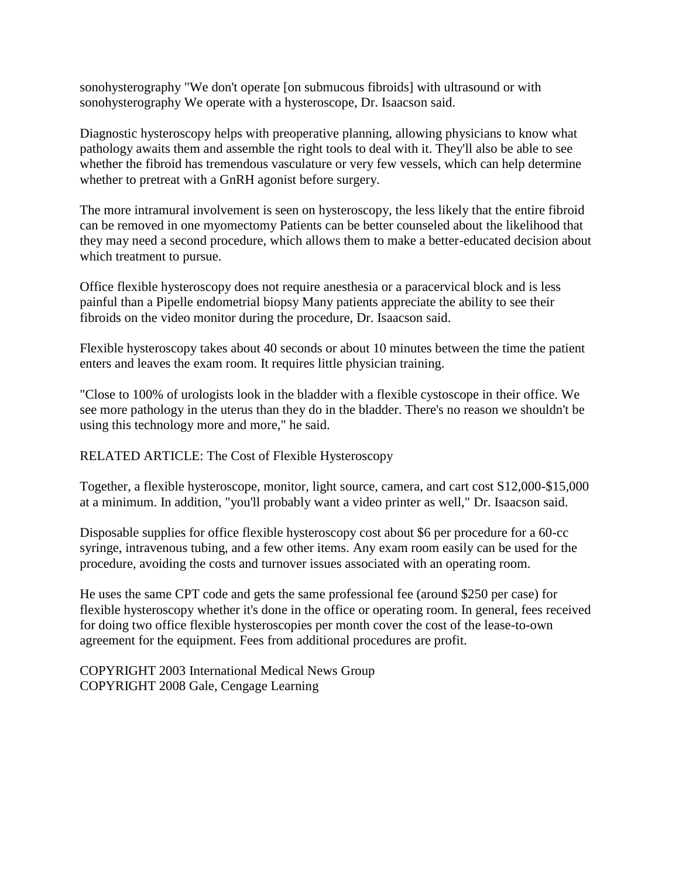sonohysterography "We don't operate [on submucous fibroids] with ultrasound or with sonohysterography We operate with a hysteroscope, Dr. Isaacson said.

Diagnostic hysteroscopy helps with preoperative planning, allowing physicians to know what pathology awaits them and assemble the right tools to deal with it. They'll also be able to see whether the fibroid has tremendous vasculature or very few vessels, which can help determine whether to pretreat with a GnRH agonist before surgery.

The more intramural involvement is seen on hysteroscopy, the less likely that the entire fibroid can be removed in one myomectomy Patients can be better counseled about the likelihood that they may need a second procedure, which allows them to make a better-educated decision about which treatment to pursue.

Office flexible hysteroscopy does not require anesthesia or a paracervical block and is less painful than a Pipelle endometrial biopsy Many patients appreciate the ability to see their fibroids on the video monitor during the procedure, Dr. Isaacson said.

Flexible hysteroscopy takes about 40 seconds or about 10 minutes between the time the patient enters and leaves the exam room. It requires little physician training.

"Close to 100% of urologists look in the bladder with a flexible cystoscope in their office. We see more pathology in the uterus than they do in the bladder. There's no reason we shouldn't be using this technology more and more," he said.

RELATED ARTICLE: The Cost of Flexible Hysteroscopy

Together, a flexible hysteroscope, monitor, light source, camera, and cart cost S12,000-$15,000 at a minimum. In addition, "you'll probably want a video printer as well," Dr. Isaacson said.

Disposable supplies for office flexible hysteroscopy cost about $6 per procedure for a 60-cc syringe, intravenous tubing, and a few other items. Any exam room easily can be used for the procedure, avoiding the costs and turnover issues associated with an operating room.

He uses the same CPT code and gets the same professional fee (around $250 per case) for flexible hysteroscopy whether it's done in the office or operating room. In general, fees received for doing two office flexible hysteroscopies per month cover the cost of the lease-to-own agreement for the equipment. Fees from additional procedures are profit.

COPYRIGHT 2003 International Medical News Group
COPYRIGHT 2008 Gale, Cengage Learning